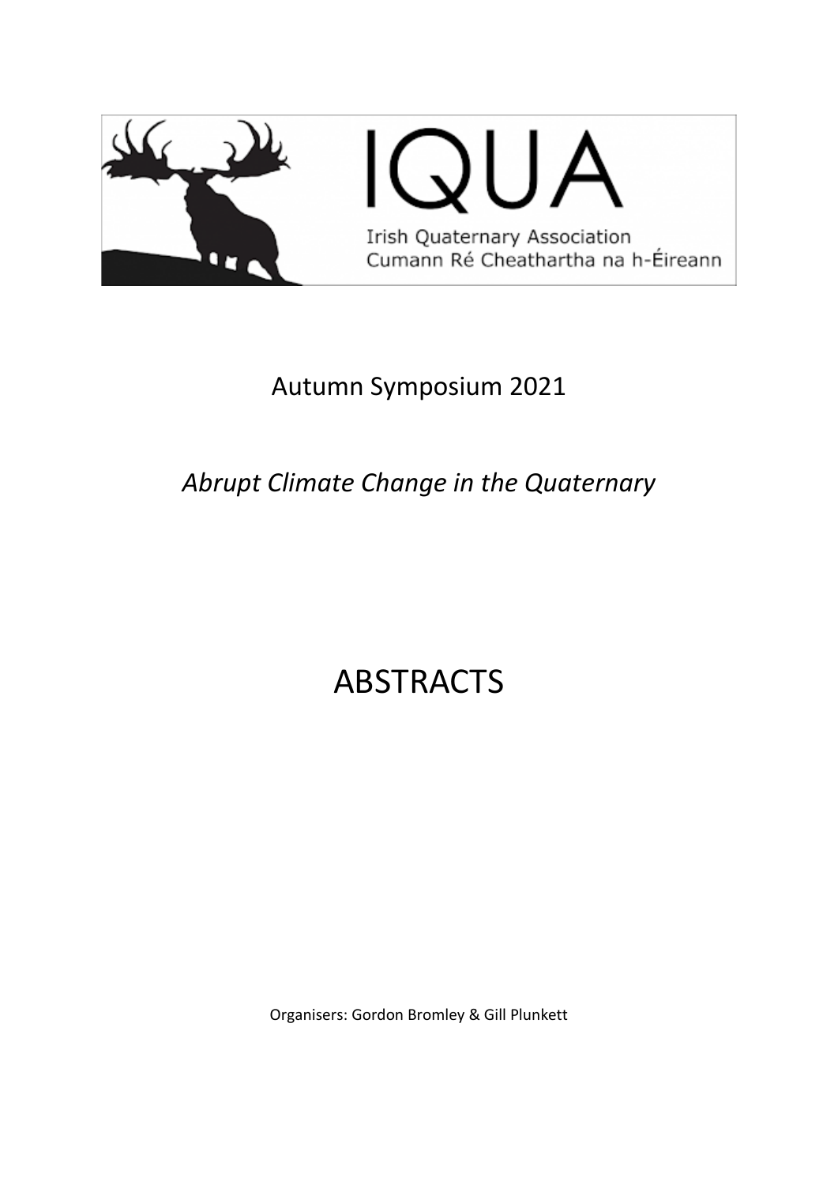IQUA

Irish Quaternary Association
Cumann Ré Cheathartha na h-Éireann

## Autumn Symposium 2021

## *Abrupt Climate Change in the Quaternary*

# ABSTRACTS

Organisers: Gordon Bromley & Gill Plunkett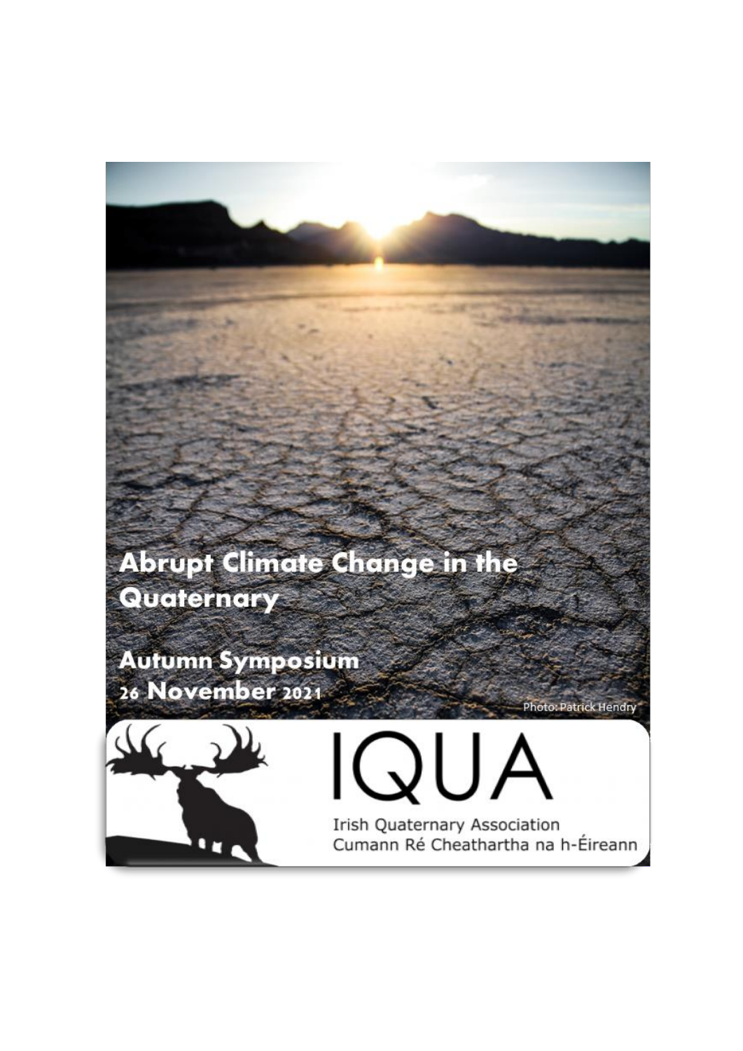# Abrupt Climate Change in the Quaternary

## Autumn Symposium
## 26 November 2021

Photo: Patrick Hendry

IQUA

Irish Quaternary Association
Cumann Ré Cheathartha na h-Éireann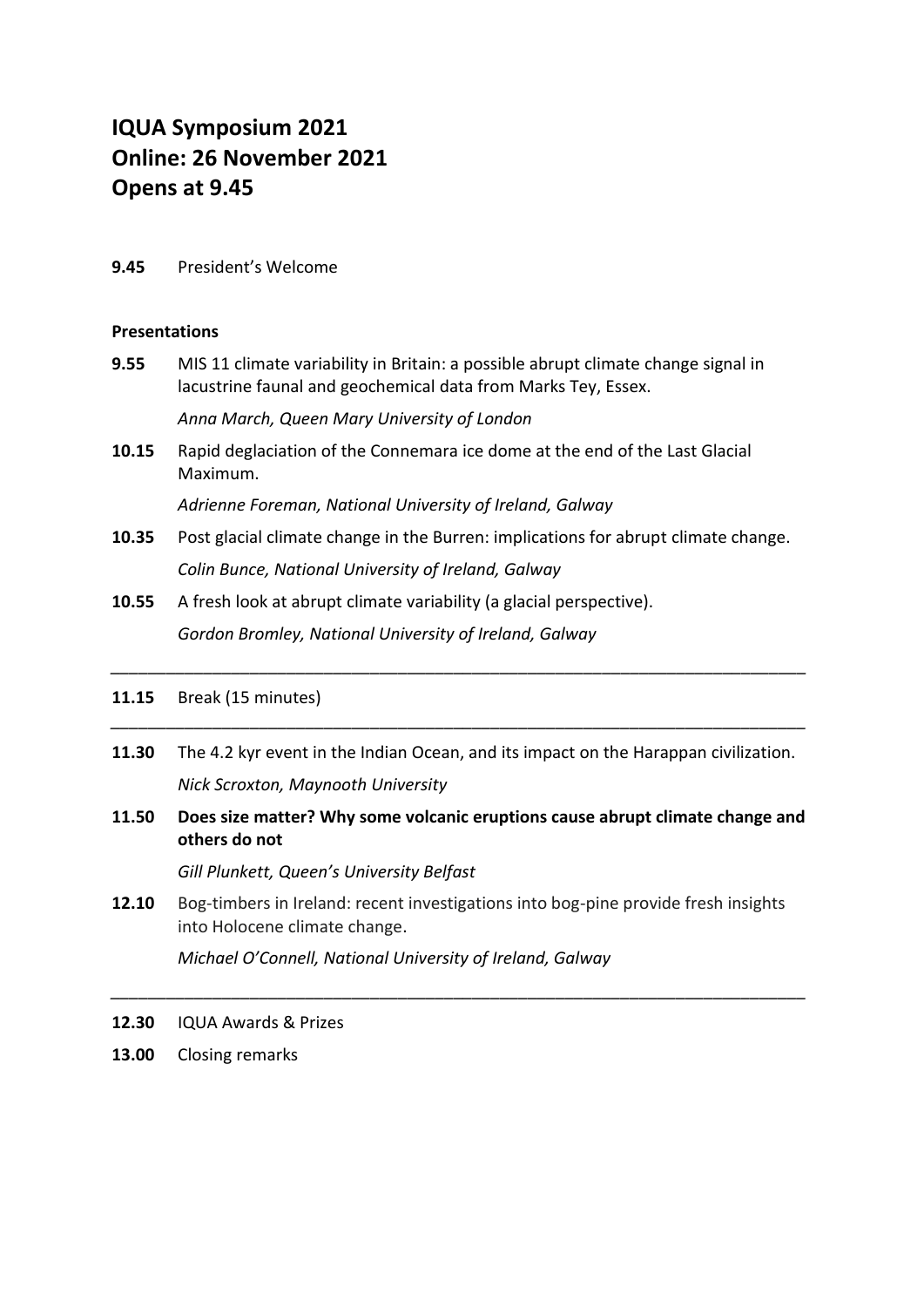# IQUA Symposium 2021
# Online: 26 November 2021
# Opens at 9.45

**9.45** President's Welcome

**Presentations**

**9.55** MIS 11 climate variability in Britain: a possible abrupt climate change signal in lacustrine faunal and geochemical data from Marks Tey, Essex.

*Anna March, Queen Mary University of London*

**10.15** Rapid deglaciation of the Connemara ice dome at the end of the Last Glacial Maximum.

*Adrienne Foreman, National University of Ireland, Galway*

**10.35** Post glacial climate change in the Burren: implications for abrupt climate change.

*Colin Bunce, National University of Ireland, Galway*

**10.55** A fresh look at abrupt climate variability (a glacial perspective).

*Gordon Bromley, National University of Ireland, Galway*

---

**11.15** Break (15 minutes)

---

**11.30** The 4.2 kyr event in the Indian Ocean, and its impact on the Harappan civilization.

*Nick Scroxton, Maynooth University*

**11.50** **Does size matter? Why some volcanic eruptions cause abrupt climate change and others do not**

*Gill Plunkett, Queen's University Belfast*

**12.10** Bog-timbers in Ireland: recent investigations into bog-pine provide fresh insights into Holocene climate change.

*Michael O'Connell, National University of Ireland, Galway*

---

**12.30** IQUA Awards & Prizes

**13.00** Closing remarks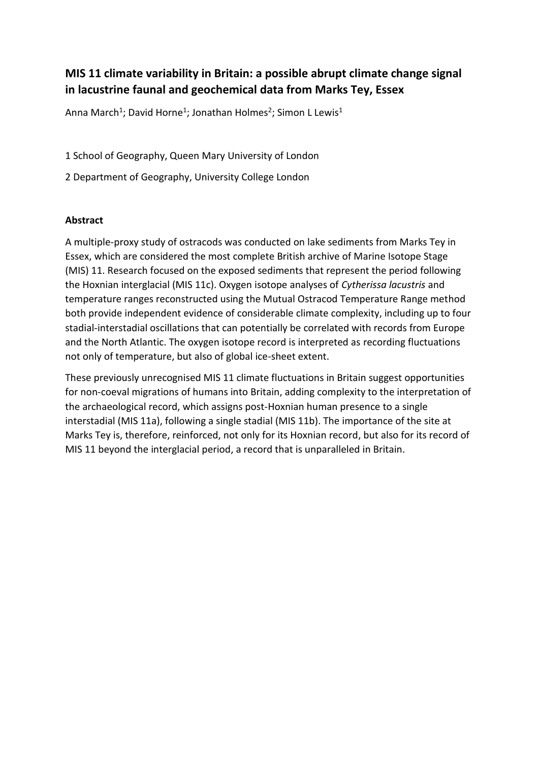# MIS 11 climate variability in Britain: a possible abrupt climate change signal in lacustrine faunal and geochemical data from Marks Tey, Essex

Anna March[1]; David Horne[1]; Jonathan Holmes[2]; Simon L Lewis[1]

1 School of Geography, Queen Mary University of London

2 Department of Geography, University College London

**Abstract**

A multiple-proxy study of ostracods was conducted on lake sediments from Marks Tey in Essex, which are considered the most complete British archive of Marine Isotope Stage (MIS) 11. Research focused on the exposed sediments that represent the period following the Hoxnian interglacial (MIS 11c). Oxygen isotope analyses of *Cytherissa lacustris* and temperature ranges reconstructed using the Mutual Ostracod Temperature Range method both provide independent evidence of considerable climate complexity, including up to four stadial-interstadial oscillations that can potentially be correlated with records from Europe and the North Atlantic. The oxygen isotope record is interpreted as recording fluctuations not only of temperature, but also of global ice-sheet extent.

These previously unrecognised MIS 11 climate fluctuations in Britain suggest opportunities for non-coeval migrations of humans into Britain, adding complexity to the interpretation of the archaeological record, which assigns post-Hoxnian human presence to a single interstadial (MIS 11a), following a single stadial (MIS 11b). The importance of the site at Marks Tey is, therefore, reinforced, not only for its Hoxnian record, but also for its record of MIS 11 beyond the interglacial period, a record that is unparalleled in Britain.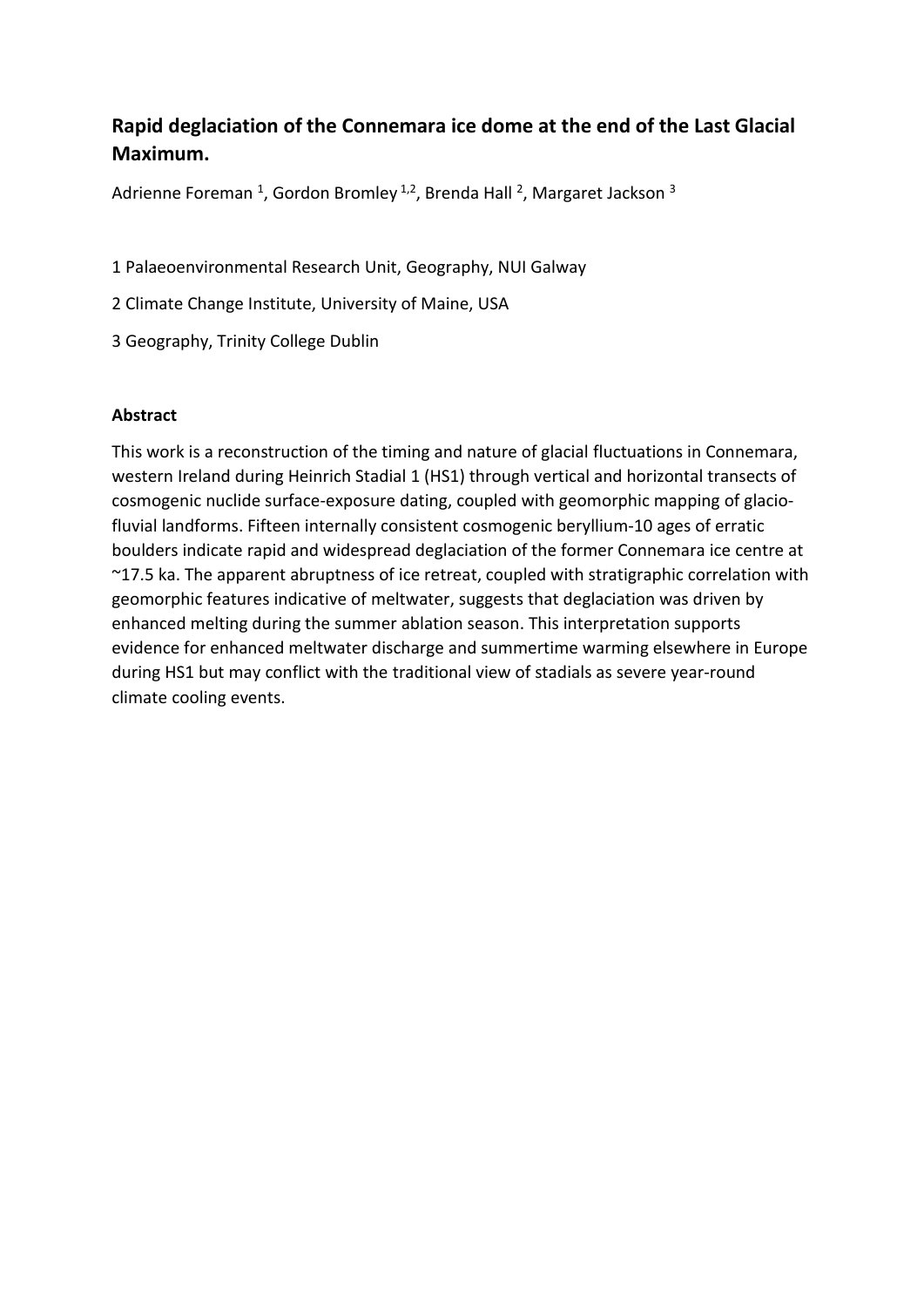# Rapid deglaciation of the Connemara ice dome at the end of the Last Glacial Maximum.

Adrienne Foreman [1], Gordon Bromley [1,2], Brenda Hall [2], Margaret Jackson [3]

1 Palaeoenvironmental Research Unit, Geography, NUI Galway

2 Climate Change Institute, University of Maine, USA

3 Geography, Trinity College Dublin

**Abstract**

This work is a reconstruction of the timing and nature of glacial fluctuations in Connemara, western Ireland during Heinrich Stadial 1 (HS1) through vertical and horizontal transects of cosmogenic nuclide surface-exposure dating, coupled with geomorphic mapping of glacio-fluvial landforms. Fifteen internally consistent cosmogenic beryllium-10 ages of erratic boulders indicate rapid and widespread deglaciation of the former Connemara ice centre at ~17.5 ka. The apparent abruptness of ice retreat, coupled with stratigraphic correlation with geomorphic features indicative of meltwater, suggests that deglaciation was driven by enhanced melting during the summer ablation season. This interpretation supports evidence for enhanced meltwater discharge and summertime warming elsewhere in Europe during HS1 but may conflict with the traditional view of stadials as severe year-round climate cooling events.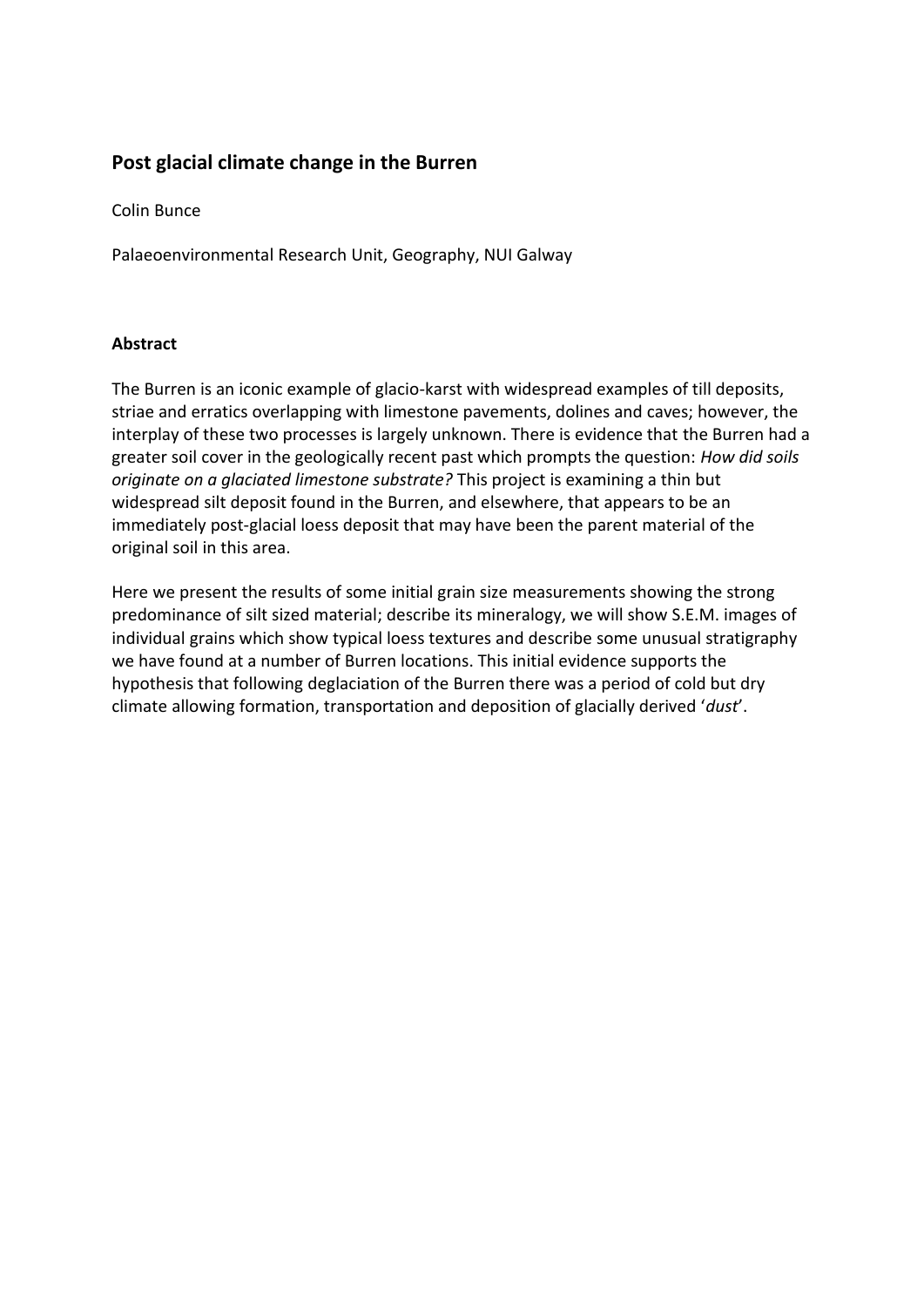## Post glacial climate change in the Burren

Colin Bunce

Palaeoenvironmental Research Unit, Geography, NUI Galway

### Abstract

The Burren is an iconic example of glacio-karst with widespread examples of till deposits, striae and erratics overlapping with limestone pavements, dolines and caves; however, the interplay of these two processes is largely unknown. There is evidence that the Burren had a greater soil cover in the geologically recent past which prompts the question: *How did soils originate on a glaciated limestone substrate?* This project is examining a thin but widespread silt deposit found in the Burren, and elsewhere, that appears to be an immediately post-glacial loess deposit that may have been the parent material of the original soil in this area.

Here we present the results of some initial grain size measurements showing the strong predominance of silt sized material; describe its mineralogy, we will show S.E.M. images of individual grains which show typical loess textures and describe some unusual stratigraphy we have found at a number of Burren locations. This initial evidence supports the hypothesis that following deglaciation of the Burren there was a period of cold but dry climate allowing formation, transportation and deposition of glacially derived '*dust*'.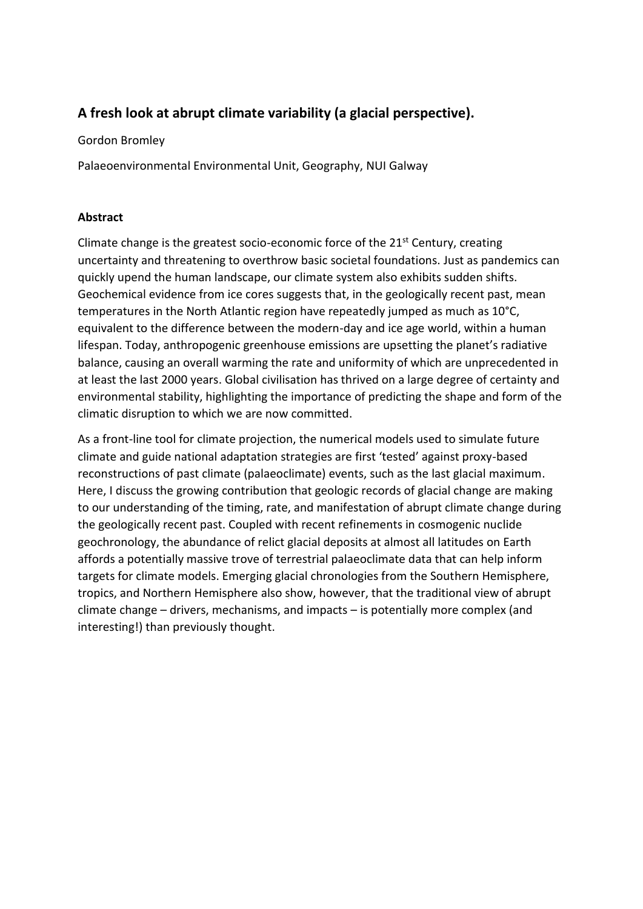## A fresh look at abrupt climate variability (a glacial perspective).

Gordon Bromley

Palaeoenvironmental Environmental Unit, Geography, NUI Galway

**Abstract**

Climate change is the greatest socio-economic force of the 21st Century, creating uncertainty and threatening to overthrow basic societal foundations. Just as pandemics can quickly upend the human landscape, our climate system also exhibits sudden shifts. Geochemical evidence from ice cores suggests that, in the geologically recent past, mean temperatures in the North Atlantic region have repeatedly jumped as much as 10°C, equivalent to the difference between the modern-day and ice age world, within a human lifespan. Today, anthropogenic greenhouse emissions are upsetting the planet's radiative balance, causing an overall warming the rate and uniformity of which are unprecedented in at least the last 2000 years. Global civilisation has thrived on a large degree of certainty and environmental stability, highlighting the importance of predicting the shape and form of the climatic disruption to which we are now committed.

As a front-line tool for climate projection, the numerical models used to simulate future climate and guide national adaptation strategies are first 'tested' against proxy-based reconstructions of past climate (palaeoclimate) events, such as the last glacial maximum. Here, I discuss the growing contribution that geologic records of glacial change are making to our understanding of the timing, rate, and manifestation of abrupt climate change during the geologically recent past. Coupled with recent refinements in cosmogenic nuclide geochronology, the abundance of relict glacial deposits at almost all latitudes on Earth affords a potentially massive trove of terrestrial palaeoclimate data that can help inform targets for climate models. Emerging glacial chronologies from the Southern Hemisphere, tropics, and Northern Hemisphere also show, however, that the traditional view of abrupt climate change – drivers, mechanisms, and impacts – is potentially more complex (and interesting!) than previously thought.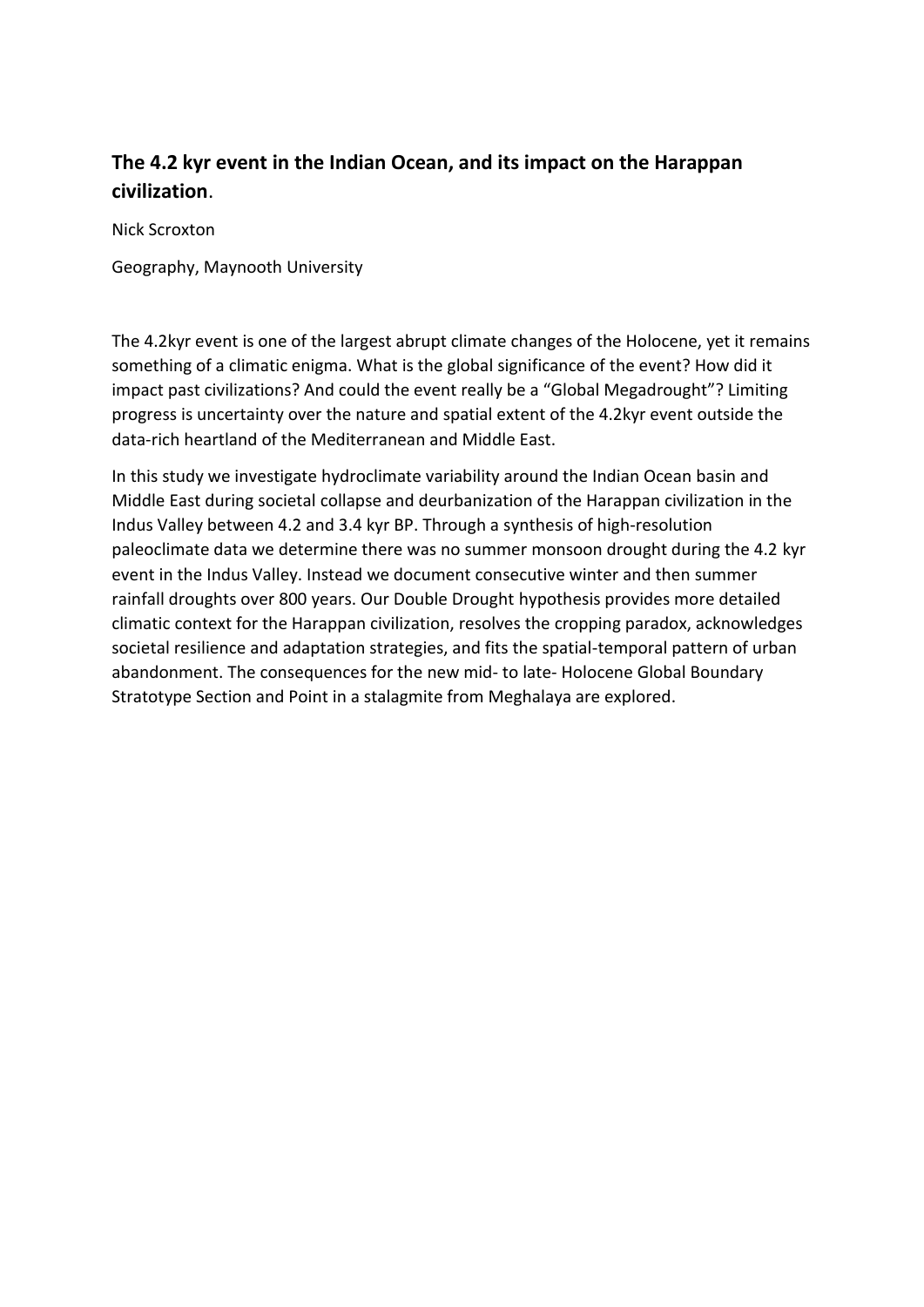## **The 4.2 kyr event in the Indian Ocean, and its impact on the Harappan civilization**.

Nick Scroxton

Geography, Maynooth University

The 4.2kyr event is one of the largest abrupt climate changes of the Holocene, yet it remains something of a climatic enigma. What is the global significance of the event? How did it impact past civilizations? And could the event really be a “Global Megadrought”? Limiting progress is uncertainty over the nature and spatial extent of the 4.2kyr event outside the data-rich heartland of the Mediterranean and Middle East.

In this study we investigate hydroclimate variability around the Indian Ocean basin and Middle East during societal collapse and deurbanization of the Harappan civilization in the Indus Valley between 4.2 and 3.4 kyr BP. Through a synthesis of high-resolution paleoclimate data we determine there was no summer monsoon drought during the 4.2 kyr event in the Indus Valley. Instead we document consecutive winter and then summer rainfall droughts over 800 years. Our Double Drought hypothesis provides more detailed climatic context for the Harappan civilization, resolves the cropping paradox, acknowledges societal resilience and adaptation strategies, and fits the spatial-temporal pattern of urban abandonment. The consequences for the new mid- to late- Holocene Global Boundary Stratotype Section and Point in a stalagmite from Meghalaya are explored.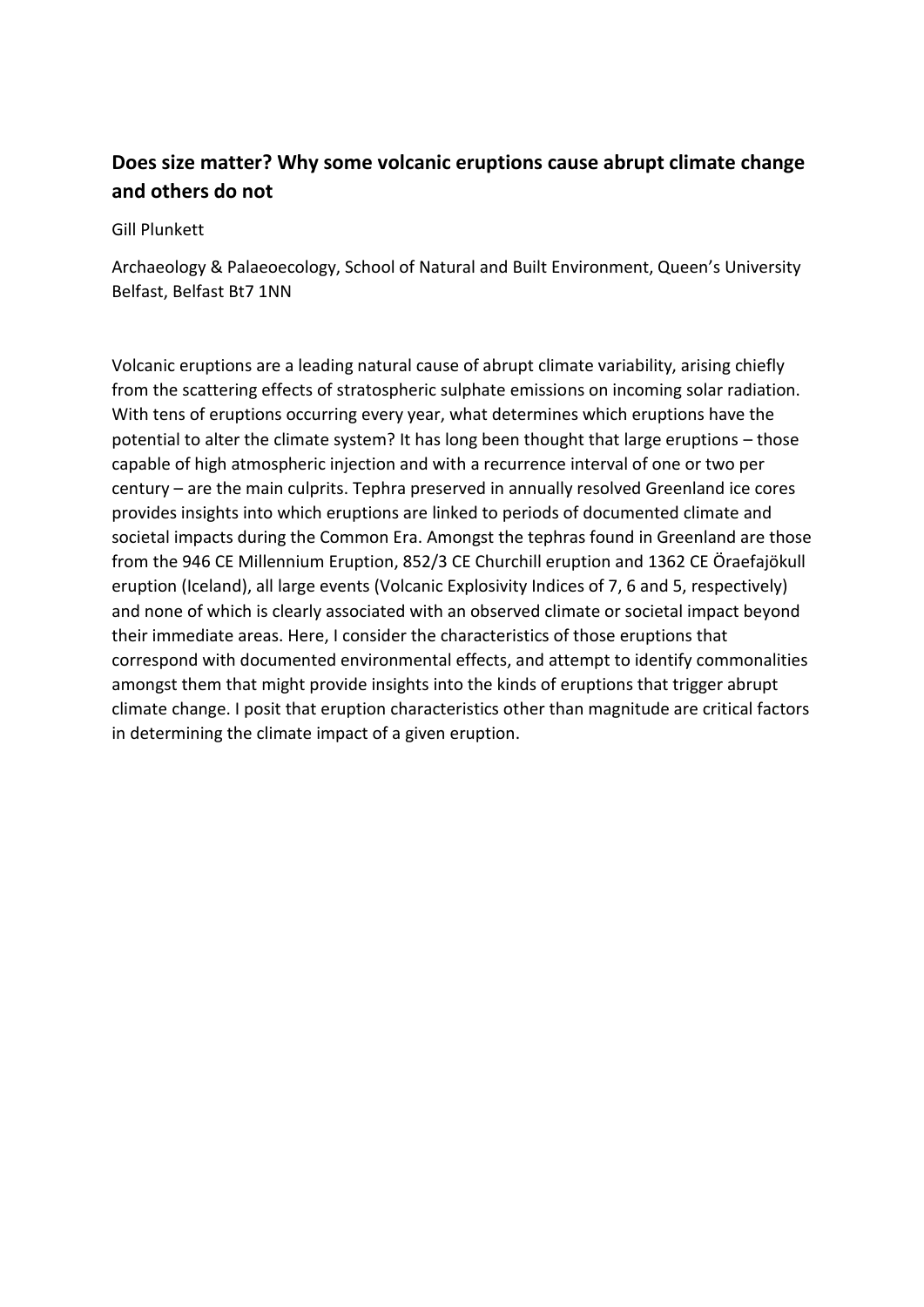## Does size matter? Why some volcanic eruptions cause abrupt climate change and others do not

Gill Plunkett

Archaeology & Palaeoecology, School of Natural and Built Environment, Queen's University Belfast, Belfast Bt7 1NN

Volcanic eruptions are a leading natural cause of abrupt climate variability, arising chiefly from the scattering effects of stratospheric sulphate emissions on incoming solar radiation. With tens of eruptions occurring every year, what determines which eruptions have the potential to alter the climate system? It has long been thought that large eruptions – those capable of high atmospheric injection and with a recurrence interval of one or two per century – are the main culprits. Tephra preserved in annually resolved Greenland ice cores provides insights into which eruptions are linked to periods of documented climate and societal impacts during the Common Era. Amongst the tephras found in Greenland are those from the 946 CE Millennium Eruption, 852/3 CE Churchill eruption and 1362 CE Öraefajökull eruption (Iceland), all large events (Volcanic Explosivity Indices of 7, 6 and 5, respectively) and none of which is clearly associated with an observed climate or societal impact beyond their immediate areas. Here, I consider the characteristics of those eruptions that correspond with documented environmental effects, and attempt to identify commonalities amongst them that might provide insights into the kinds of eruptions that trigger abrupt climate change. I posit that eruption characteristics other than magnitude are critical factors in determining the climate impact of a given eruption.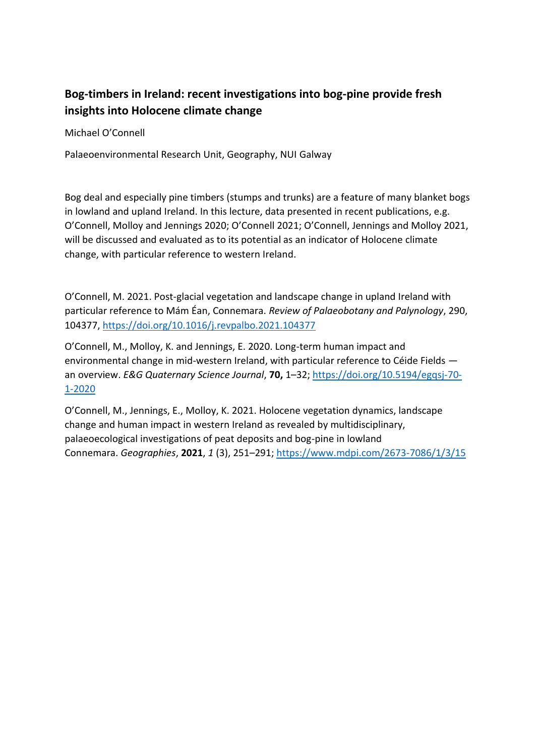## Bog-timbers in Ireland: recent investigations into bog-pine provide fresh insights into Holocene climate change

Michael O'Connell

Palaeoenvironmental Research Unit, Geography, NUI Galway

Bog deal and especially pine timbers (stumps and trunks) are a feature of many blanket bogs in lowland and upland Ireland. In this lecture, data presented in recent publications, e.g. O'Connell, Molloy and Jennings 2020; O'Connell 2021; O'Connell, Jennings and Molloy 2021, will be discussed and evaluated as to its potential as an indicator of Holocene climate change, with particular reference to western Ireland.

O'Connell, M. 2021. Post-glacial vegetation and landscape change in upland Ireland with particular reference to Mám Éan, Connemara. *Review of Palaeobotany and Palynology*, 290, 104377, https://doi.org/10.1016/j.revpalbo.2021.104377

O'Connell, M., Molloy, K. and Jennings, E. 2020. Long-term human impact and environmental change in mid-western Ireland, with particular reference to Céide Fields — an overview. *E&G Quaternary Science Journal*, **70,** 1–32; https://doi.org/10.5194/egqsj-70-1-2020

O'Connell, M., Jennings, E., Molloy, K. 2021. Holocene vegetation dynamics, landscape change and human impact in western Ireland as revealed by multidisciplinary, palaeoecological investigations of peat deposits and bog-pine in lowland Connemara. *Geographies*, **2021**, *1* (3), 251–291; https://www.mdpi.com/2673-7086/1/3/15